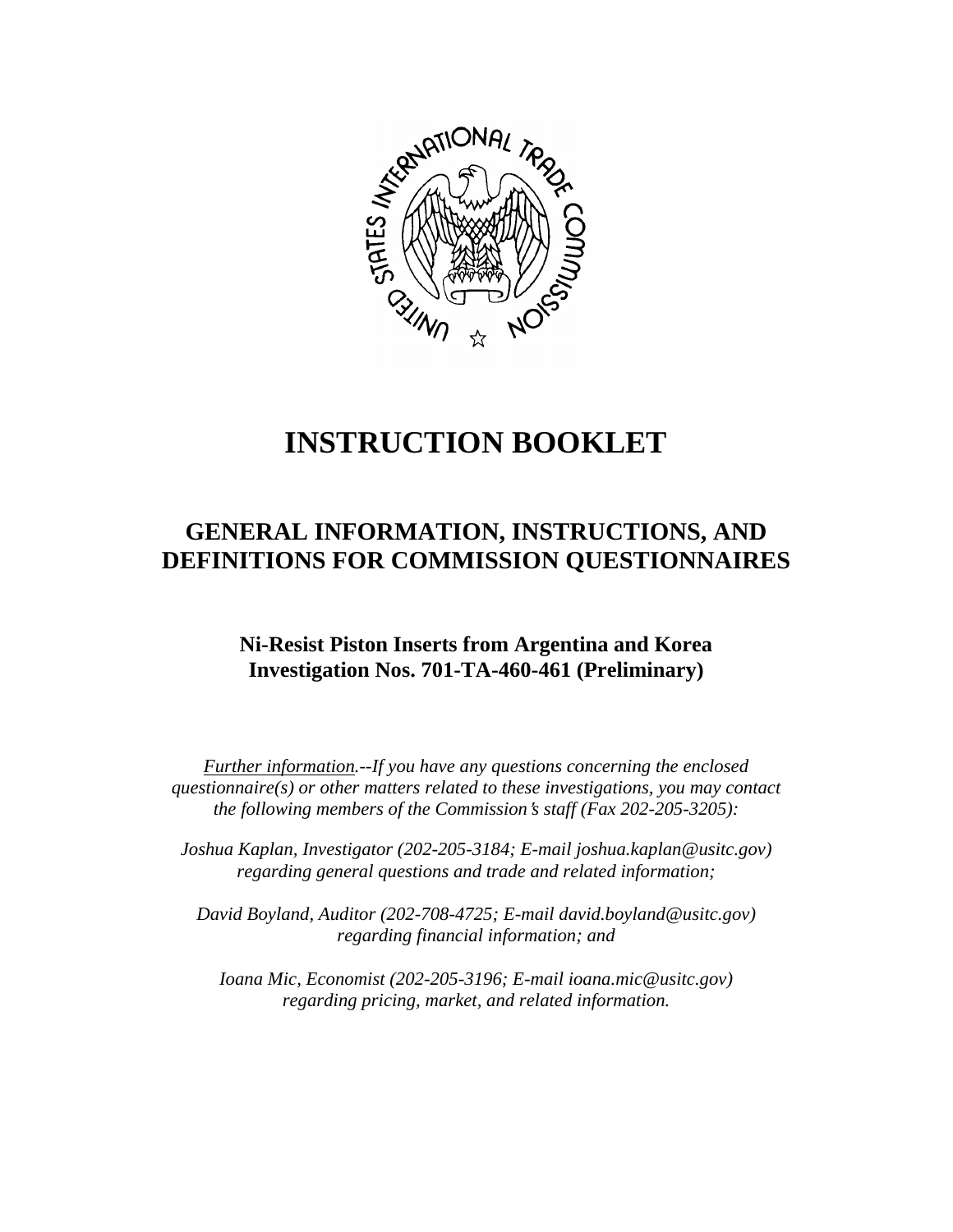# INSTRUCTION BOOKLET

## GENERAL INFORMATION, INSTRUCTIONS, AND DEFINITIONS FOR COMMISSION QUESTIONNAIRES

### Ni-Resist Piston Inserts from Argentina and Korea
### Investigation Nos. 701-TA-460-461 (Preliminary)

*Further information.--If you have any questions concerning the enclosed questionnaire(s) or other matters related to these investigations, you may contact the following members of the Commission's staff (Fax 202-205-3205):*

*Joshua Kaplan, Investigator (202-205-3184; E-mail joshua.kaplan@usitc.gov) regarding general questions and trade and related information;*

*David Boyland, Auditor (202-708-4725; E-mail david.boyland@usitc.gov) regarding financial information; and*

*Ioana Mic, Economist (202-205-3196; E-mail ioana.mic@usitc.gov) regarding pricing, market, and related information.*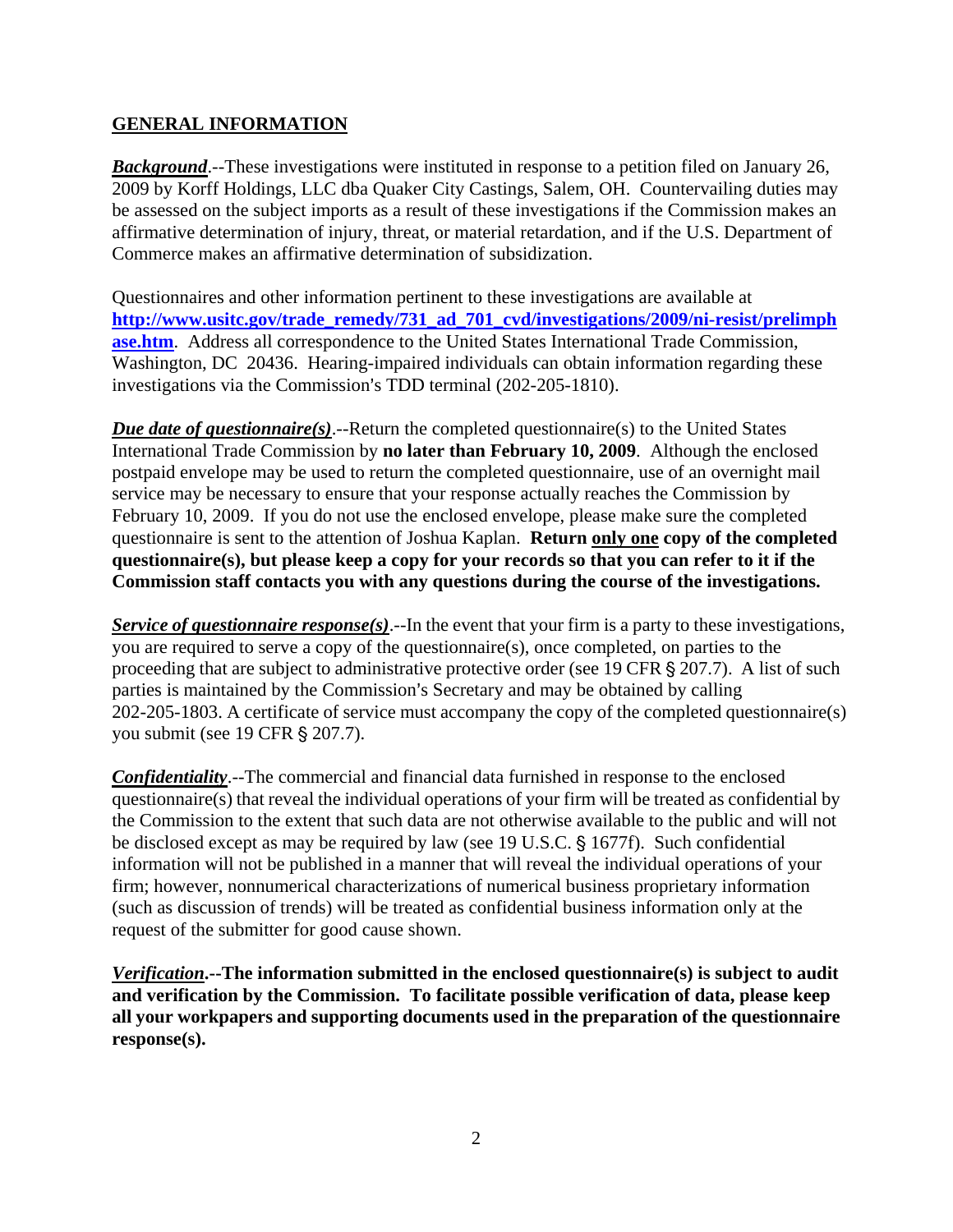## GENERAL INFORMATION

***Background***.--These investigations were instituted in response to a petition filed on January 26, 2009 by Korff Holdings, LLC dba Quaker City Castings, Salem, OH. Countervailing duties may be assessed on the subject imports as a result of these investigations if the Commission makes an affirmative determination of injury, threat, or material retardation, and if the U.S. Department of Commerce makes an affirmative determination of subsidization.

Questionnaires and other information pertinent to these investigations are available at **http://www.usitc.gov/trade_remedy/731_ad_701_cvd/investigations/2009/ni-resist/prelimphase.htm**. Address all correspondence to the United States International Trade Commission, Washington, DC 20436. Hearing-impaired individuals can obtain information regarding these investigations via the Commission's TDD terminal (202-205-1810).

***Due date of questionnaire(s)***.--Return the completed questionnaire(s) to the United States International Trade Commission by **no later than February 10, 2009**. Although the enclosed postpaid envelope may be used to return the completed questionnaire, use of an overnight mail service may be necessary to ensure that your response actually reaches the Commission by February 10, 2009. If you do not use the enclosed envelope, please make sure the completed questionnaire is sent to the attention of Joshua Kaplan. **Return only one copy of the completed questionnaire(s), but please keep a copy for your records so that you can refer to it if the Commission staff contacts you with any questions during the course of the investigations.**

***Service of questionnaire response(s)***.--In the event that your firm is a party to these investigations, you are required to serve a copy of the questionnaire(s), once completed, on parties to the proceeding that are subject to administrative protective order (see 19 CFR § 207.7). A list of such parties is maintained by the Commission's Secretary and may be obtained by calling 202-205-1803. A certificate of service must accompany the copy of the completed questionnaire(s) you submit (see 19 CFR § 207.7).

***Confidentiality***.--The commercial and financial data furnished in response to the enclosed questionnaire(s) that reveal the individual operations of your firm will be treated as confidential by the Commission to the extent that such data are not otherwise available to the public and will not be disclosed except as may be required by law (see 19 U.S.C. § 1677f). Such confidential information will not be published in a manner that will reveal the individual operations of your firm; however, nonnumerical characterizations of numerical business proprietary information (such as discussion of trends) will be treated as confidential business information only at the request of the submitter for good cause shown.

***Verification*.--The information submitted in the enclosed questionnaire(s) is subject to audit and verification by the Commission. To facilitate possible verification of data, please keep all your workpapers and supporting documents used in the preparation of the questionnaire response(s).**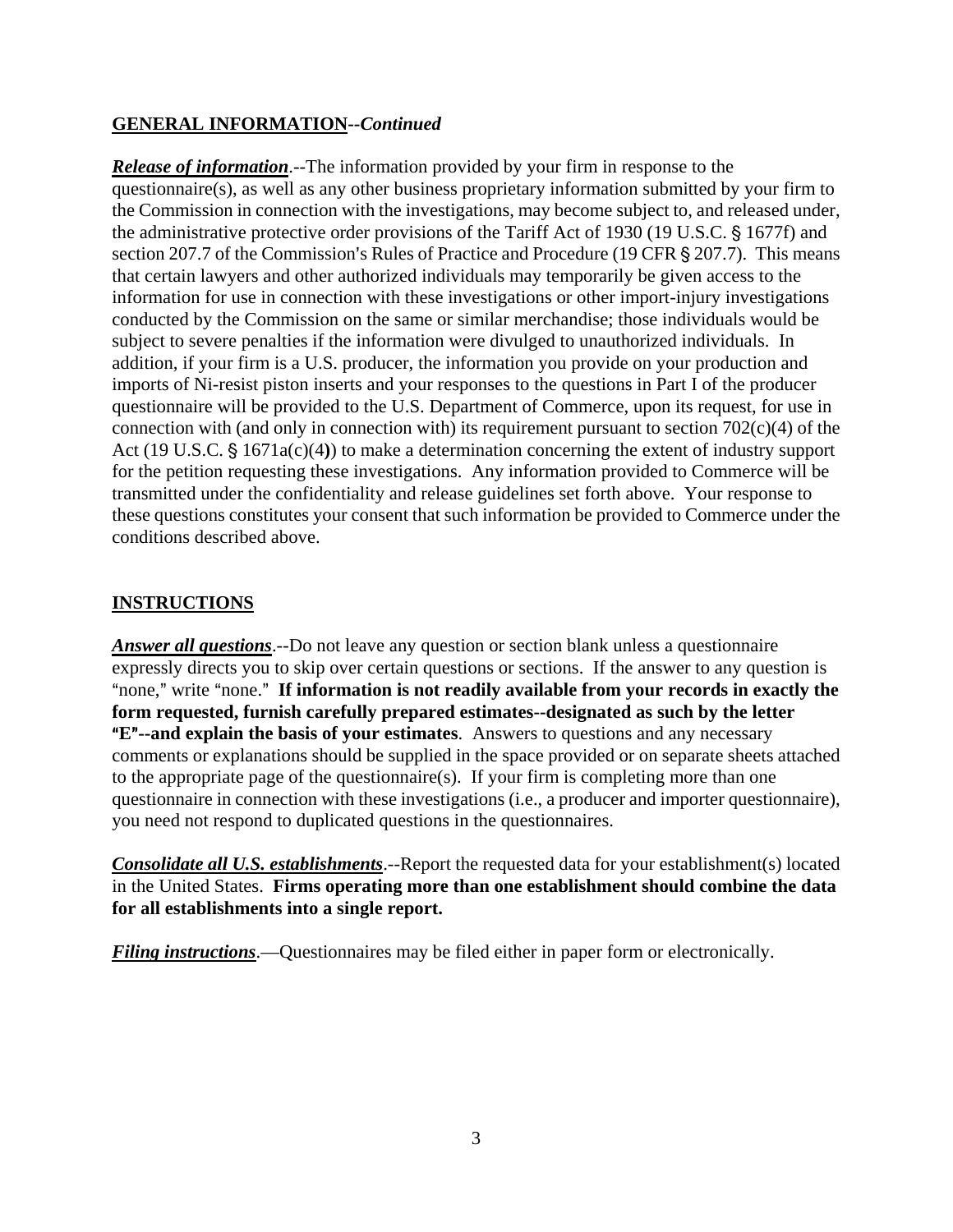## **GENERAL INFORMATION--*Continued***

***Release of information***.--The information provided by your firm in response to the questionnaire(s), as well as any other business proprietary information submitted by your firm to the Commission in connection with the investigations, may become subject to, and released under, the administrative protective order provisions of the Tariff Act of 1930 (19 U.S.C. § 1677f) and section 207.7 of the Commission's Rules of Practice and Procedure (19 CFR § 207.7). This means that certain lawyers and other authorized individuals may temporarily be given access to the information for use in connection with these investigations or other import-injury investigations conducted by the Commission on the same or similar merchandise; those individuals would be subject to severe penalties if the information were divulged to unauthorized individuals. In addition, if your firm is a U.S. producer, the information you provide on your production and imports of Ni-resist piston inserts and your responses to the questions in Part I of the producer questionnaire will be provided to the U.S. Department of Commerce, upon its request, for use in connection with (and only in connection with) its requirement pursuant to section 702(c)(4) of the Act (19 U.S.C. § 1671a(c)(4)) to make a determination concerning the extent of industry support for the petition requesting these investigations. Any information provided to Commerce will be transmitted under the confidentiality and release guidelines set forth above. Your response to these questions constitutes your consent that such information be provided to Commerce under the conditions described above.

## **INSTRUCTIONS**

***Answer all questions***.--Do not leave any question or section blank unless a questionnaire expressly directs you to skip over certain questions or sections. If the answer to any question is "none," write "none." **If information is not readily available from your records in exactly the form requested, furnish carefully prepared estimates--designated as such by the letter "E"--and explain the basis of your estimates**. Answers to questions and any necessary comments or explanations should be supplied in the space provided or on separate sheets attached to the appropriate page of the questionnaire(s). If your firm is completing more than one questionnaire in connection with these investigations (i.e., a producer and importer questionnaire), you need not respond to duplicated questions in the questionnaires.

***Consolidate all U.S. establishments***.--Report the requested data for your establishment(s) located in the United States. **Firms operating more than one establishment should combine the data for all establishments into a single report.**

***Filing instructions***.—Questionnaires may be filed either in paper form or electronically.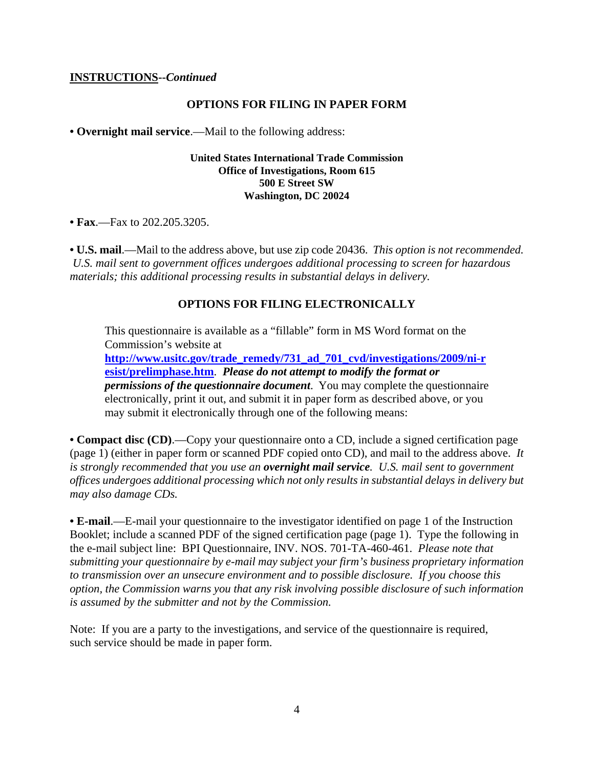**INSTRUCTIONS**--*Continued*

## OPTIONS FOR FILING IN PAPER FORM

• **Overnight mail service**.—Mail to the following address:

**United States International Trade Commission**
**Office of Investigations, Room 615**
**500 E Street SW**
**Washington, DC 20024**

• **Fax**.—Fax to 202.205.3205.

• **U.S. mail**.—Mail to the address above, but use zip code 20436. *This option is not recommended. U.S. mail sent to government offices undergoes additional processing to screen for hazardous materials; this additional processing results in substantial delays in delivery.*

## OPTIONS FOR FILING ELECTRONICALLY

This questionnaire is available as a "fillable" form in MS Word format on the Commission's website at **http://www.usitc.gov/trade_remedy/731_ad_701_cvd/investigations/2009/ni-resist/prelimphase.htm**. ***Please do not attempt to modify the format or permissions of the questionnaire document***. You may complete the questionnaire electronically, print it out, and submit it in paper form as described above, or you may submit it electronically through one of the following means:

• **Compact disc (CD)**.—Copy your questionnaire onto a CD, include a signed certification page (page 1) (either in paper form or scanned PDF copied onto CD), and mail to the address above. *It is strongly recommended that you use an* ***overnight mail service****. U.S. mail sent to government offices undergoes additional processing which not only results in substantial delays in delivery but may also damage CDs.*

• **E-mail**.—E-mail your questionnaire to the investigator identified on page 1 of the Instruction Booklet; include a scanned PDF of the signed certification page (page 1). Type the following in the e-mail subject line: BPI Questionnaire, INV. NOS. 701-TA-460-461. *Please note that submitting your questionnaire by e-mail may subject your firm's business proprietary information to transmission over an unsecure environment and to possible disclosure. If you choose this option, the Commission warns you that any risk involving possible disclosure of such information is assumed by the submitter and not by the Commission.*

Note: If you are a party to the investigations, and service of the questionnaire is required, such service should be made in paper form.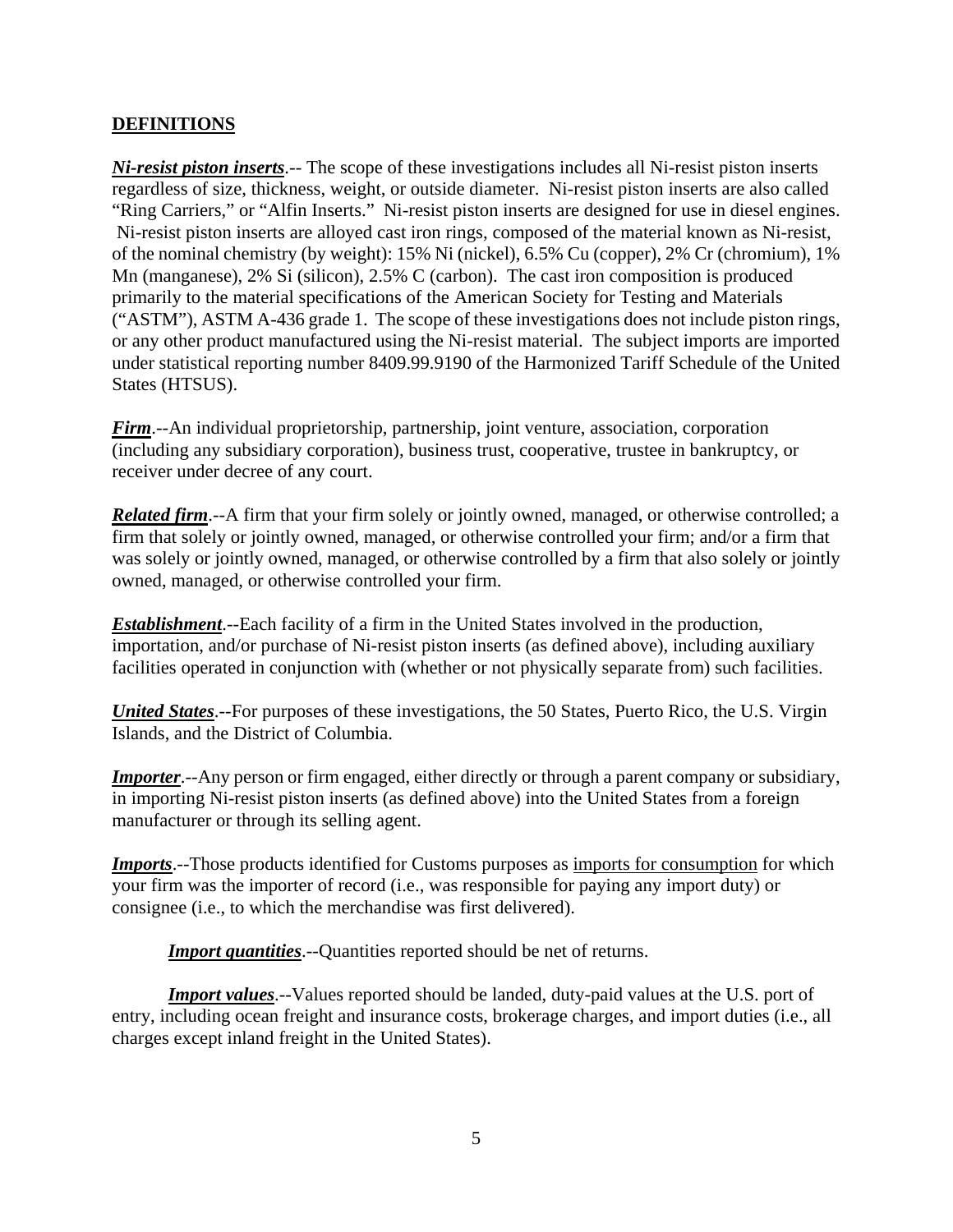## DEFINITIONS

***Ni-resist piston inserts***.-- The scope of these investigations includes all Ni-resist piston inserts regardless of size, thickness, weight, or outside diameter. Ni-resist piston inserts are also called "Ring Carriers," or "Alfin Inserts." Ni-resist piston inserts are designed for use in diesel engines. Ni-resist piston inserts are alloyed cast iron rings, composed of the material known as Ni-resist, of the nominal chemistry (by weight): 15% Ni (nickel), 6.5% Cu (copper), 2% Cr (chromium), 1% Mn (manganese), 2% Si (silicon), 2.5% C (carbon). The cast iron composition is produced primarily to the material specifications of the American Society for Testing and Materials ("ASTM"), ASTM A-436 grade 1. The scope of these investigations does not include piston rings, or any other product manufactured using the Ni-resist material. The subject imports are imported under statistical reporting number 8409.99.9190 of the Harmonized Tariff Schedule of the United States (HTSUS).

***Firm***.--An individual proprietorship, partnership, joint venture, association, corporation (including any subsidiary corporation), business trust, cooperative, trustee in bankruptcy, or receiver under decree of any court.

***Related firm***.--A firm that your firm solely or jointly owned, managed, or otherwise controlled; a firm that solely or jointly owned, managed, or otherwise controlled your firm; and/or a firm that was solely or jointly owned, managed, or otherwise controlled by a firm that also solely or jointly owned, managed, or otherwise controlled your firm.

***Establishment***.--Each facility of a firm in the United States involved in the production, importation, and/or purchase of Ni-resist piston inserts (as defined above), including auxiliary facilities operated in conjunction with (whether or not physically separate from) such facilities.

***United States***.--For purposes of these investigations, the 50 States, Puerto Rico, the U.S. Virgin Islands, and the District of Columbia.

***Importer***.--Any person or firm engaged, either directly or through a parent company or subsidiary, in importing Ni-resist piston inserts (as defined above) into the United States from a foreign manufacturer or through its selling agent.

***Imports***.--Those products identified for Customs purposes as imports for consumption for which your firm was the importer of record (i.e., was responsible for paying any import duty) or consignee (i.e., to which the merchandise was first delivered).

***Import quantities***.--Quantities reported should be net of returns.

***Import values***.--Values reported should be landed, duty-paid values at the U.S. port of entry, including ocean freight and insurance costs, brokerage charges, and import duties (i.e., all charges except inland freight in the United States).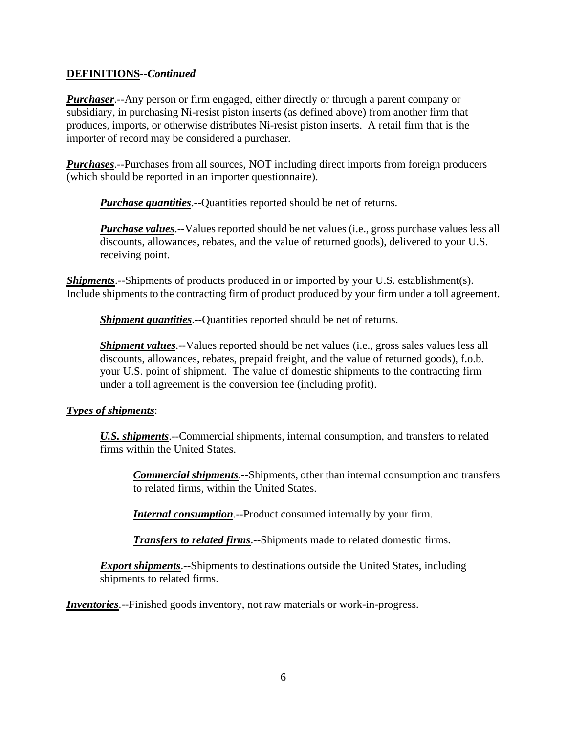**DEFINITIONS**--***Continued***

***Purchaser***.--Any person or firm engaged, either directly or through a parent company or subsidiary, in purchasing Ni-resist piston inserts (as defined above) from another firm that produces, imports, or otherwise distributes Ni-resist piston inserts. A retail firm that is the importer of record may be considered a purchaser.

***Purchases***.--Purchases from all sources, NOT including direct imports from foreign producers (which should be reported in an importer questionnaire).

> ***Purchase quantities***.--Quantities reported should be net of returns.
>
> ***Purchase values***.--Values reported should be net values (i.e., gross purchase values less all discounts, allowances, rebates, and the value of returned goods), delivered to your U.S. receiving point.

***Shipments***.--Shipments of products produced in or imported by your U.S. establishment(s). Include shipments to the contracting firm of product produced by your firm under a toll agreement.

> ***Shipment quantities***.--Quantities reported should be net of returns.
>
> ***Shipment values***.--Values reported should be net values (i.e., gross sales values less all discounts, allowances, rebates, prepaid freight, and the value of returned goods), f.o.b. your U.S. point of shipment. The value of domestic shipments to the contracting firm under a toll agreement is the conversion fee (including profit).

***Types of shipments***:

> ***U.S. shipments***.--Commercial shipments, internal consumption, and transfers to related firms within the United States.
>
> > ***Commercial shipments***.--Shipments, other than internal consumption and transfers to related firms, within the United States.
> >
> > ***Internal consumption***.--Product consumed internally by your firm.
> >
> > ***Transfers to related firms***.--Shipments made to related domestic firms.
>
> ***Export shipments***.--Shipments to destinations outside the United States, including shipments to related firms.

***Inventories***.--Finished goods inventory, not raw materials or work-in-progress.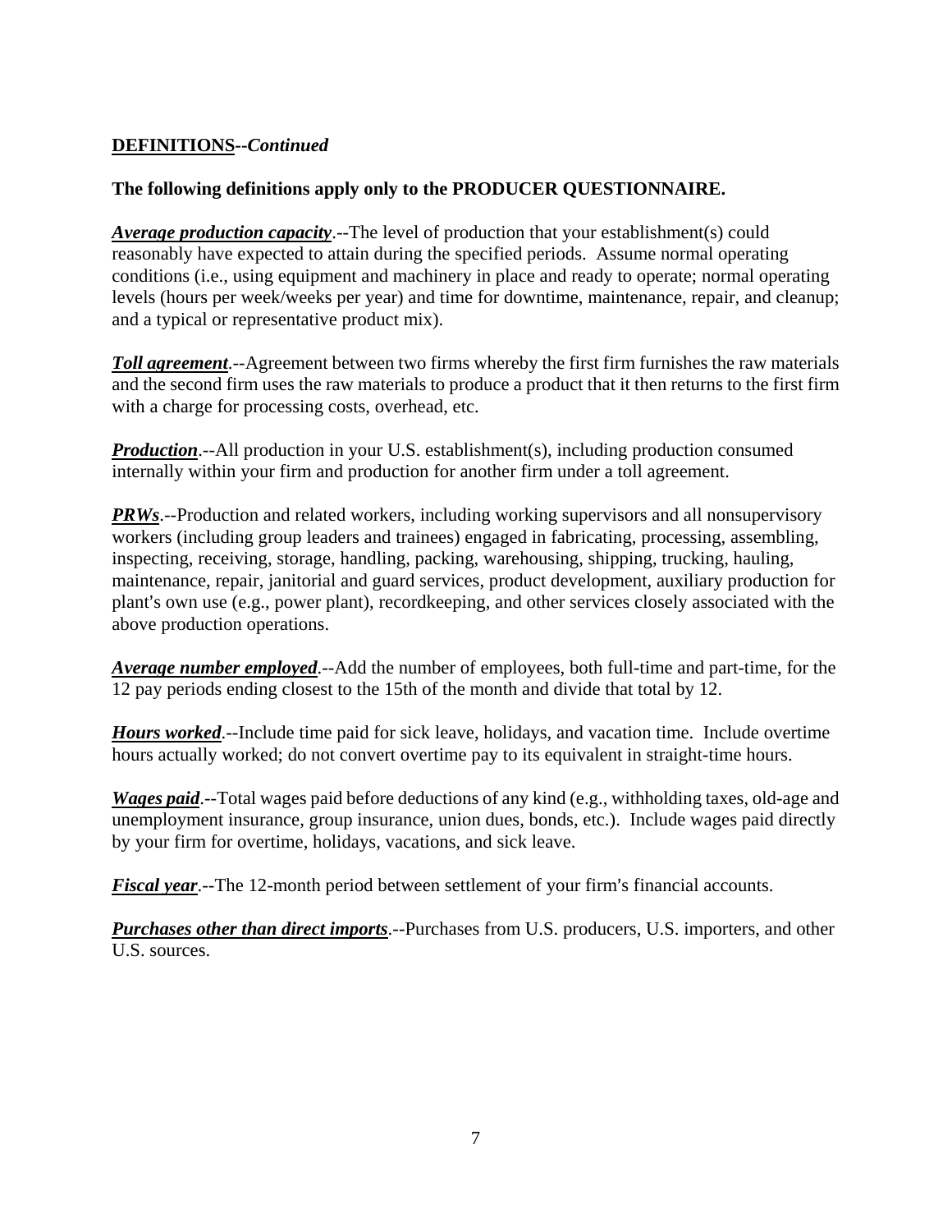**<u>DEFINITIONS</u>--*Continued***

**The following definitions apply only to the PRODUCER QUESTIONNAIRE.**

***<u>Average production capacity</u>***.--The level of production that your establishment(s) could reasonably have expected to attain during the specified periods. Assume normal operating conditions (i.e., using equipment and machinery in place and ready to operate; normal operating levels (hours per week/weeks per year) and time for downtime, maintenance, repair, and cleanup; and a typical or representative product mix).

***<u>Toll agreement</u>***.--Agreement between two firms whereby the first firm furnishes the raw materials and the second firm uses the raw materials to produce a product that it then returns to the first firm with a charge for processing costs, overhead, etc.

***<u>Production</u>***.--All production in your U.S. establishment(s), including production consumed internally within your firm and production for another firm under a toll agreement.

***<u>PRWs</u>***.--Production and related workers, including working supervisors and all nonsupervisory workers (including group leaders and trainees) engaged in fabricating, processing, assembling, inspecting, receiving, storage, handling, packing, warehousing, shipping, trucking, hauling, maintenance, repair, janitorial and guard services, product development, auxiliary production for plant's own use (e.g., power plant), recordkeeping, and other services closely associated with the above production operations.

***<u>Average number employed</u>***.--Add the number of employees, both full-time and part-time, for the 12 pay periods ending closest to the 15th of the month and divide that total by 12.

***<u>Hours worked</u>***.--Include time paid for sick leave, holidays, and vacation time. Include overtime hours actually worked; do not convert overtime pay to its equivalent in straight-time hours.

***<u>Wages paid</u>***.--Total wages paid before deductions of any kind (e.g., withholding taxes, old-age and unemployment insurance, group insurance, union dues, bonds, etc.). Include wages paid directly by your firm for overtime, holidays, vacations, and sick leave.

***<u>Fiscal year</u>***.--The 12-month period between settlement of your firm's financial accounts.

***<u>Purchases other than direct imports</u>***.--Purchases from U.S. producers, U.S. importers, and other U.S. sources.